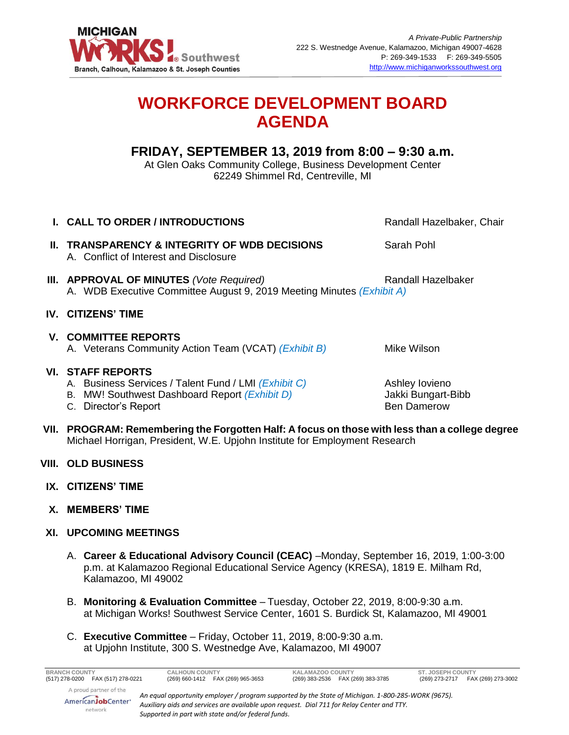MICHIGAN WORKS! Southwest
Branch, Calhoun, Kalamazoo & St. Joseph Counties

*A Private-Public Partnership*
222 S. Westnedge Avenue, Kalamazoo, Michigan 49007-4628
P: 269-349-1533 F: 269-349-5505
http://www.michiganworkssouthwest.org

# WORKFORCE DEVELOPMENT BOARD AGENDA

## FRIDAY, SEPTEMBER 13, 2019 from 8:00 – 9:30 a.m.

At Glen Oaks Community College, Business Development Center
62249 Shimmel Rd, Centreville, MI

**I. CALL TO ORDER / INTRODUCTIONS** — Randall Hazelbaker, Chair

**II. TRANSPARENCY & INTEGRITY OF WDB DECISIONS** — Sarah Pohl
- A. Conflict of Interest and Disclosure

**III. APPROVAL OF MINUTES** *(Vote Required)* — Randall Hazelbaker
- A. WDB Executive Committee August 9, 2019 Meeting Minutes *(Exhibit A)*

**IV. CITIZENS' TIME**

**V. COMMITTEE REPORTS**
- A. Veterans Community Action Team (VCAT) *(Exhibit B)* — Mike Wilson

**VI. STAFF REPORTS**
- A. Business Services / Talent Fund / LMI *(Exhibit C)* — Ashley Iovieno
- B. MW! Southwest Dashboard Report *(Exhibit D)* — Jakki Bungart-Bibb
- C. Director's Report — Ben Damerow

**VII. PROGRAM: Remembering the Forgotten Half: A focus on those with less than a college degree**
Michael Horrigan, President, W.E. Upjohn Institute for Employment Research

**VIII. OLD BUSINESS**

**IX. CITIZENS' TIME**

**X. MEMBERS' TIME**

**XI. UPCOMING MEETINGS**

- A. **Career & Educational Advisory Council (CEAC)** –Monday, September 16, 2019, 1:00-3:00 p.m. at Kalamazoo Regional Educational Service Agency (KRESA), 1819 E. Milham Rd, Kalamazoo, MI 49002
- B. **Monitoring & Evaluation Committee** – Tuesday, October 22, 2019, 8:00-9:30 a.m. at Michigan Works! Southwest Service Center, 1601 S. Burdick St, Kalamazoo, MI 49001
- C. **Executive Committee** – Friday, October 11, 2019, 8:00-9:30 a.m. at Upjohn Institute, 300 S. Westnedge Ave, Kalamazoo, MI 49007

| BRANCH COUNTY | CALHOUN COUNTY | KALAMAZOO COUNTY | ST. JOSEPH COUNTY |
|---|---|---|---|
| (517) 278-0200 FAX (517) 278-0221 | (269) 660-1412 FAX (269) 965-3653 | (269) 383-2536 FAX (269) 383-3785 | (269) 273-2717 FAX (269) 273-3002 |

A proud partner of the AmericanJobCenter network

*An equal opportunity employer / program supported by the State of Michigan. 1-800-285-WORK (9675). Auxiliary aids and services are available upon request. Dial 711 for Relay Center and TTY. Supported in part with state and/or federal funds.*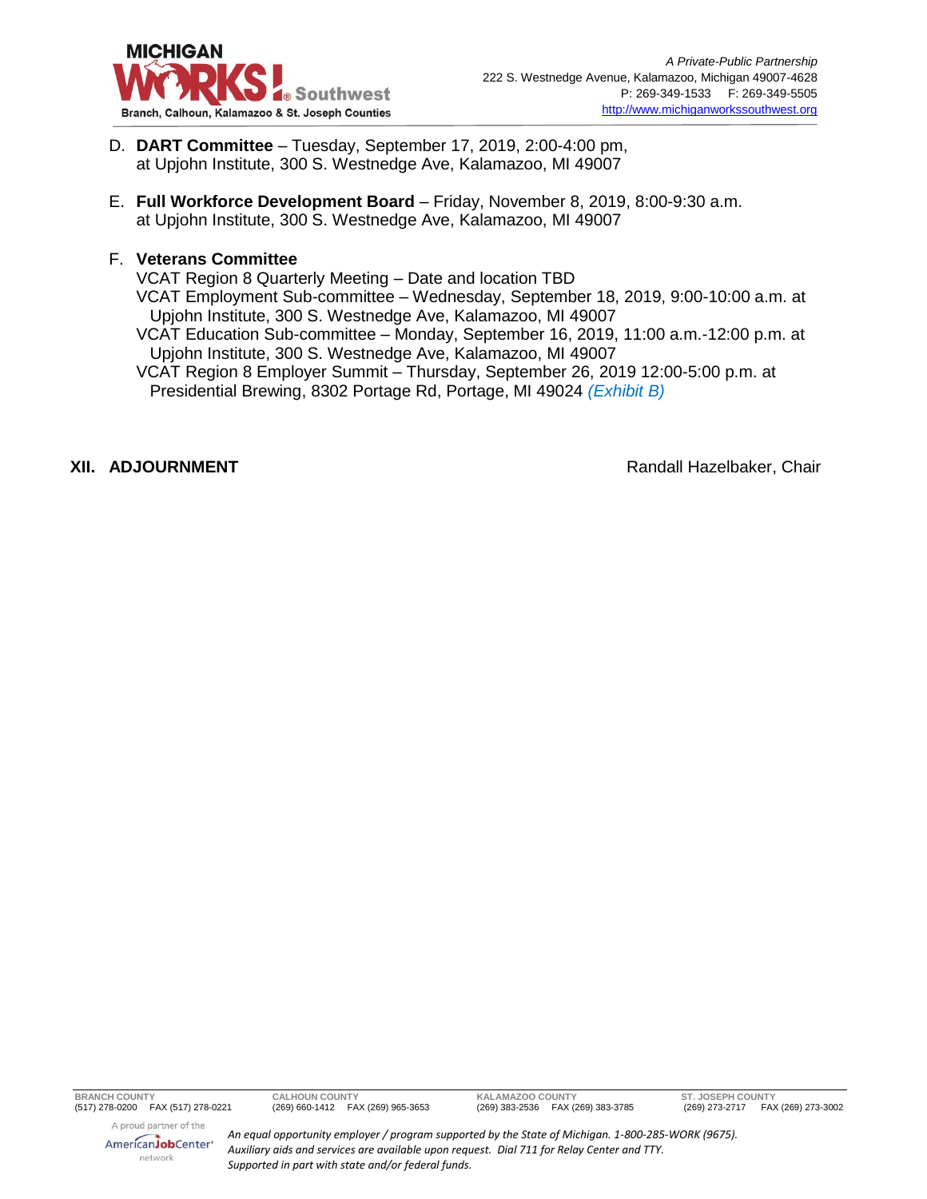D. **DART Committee** – Tuesday, September 17, 2019, 2:00-4:00 pm, at Upjohn Institute, 300 S. Westnedge Ave, Kalamazoo, MI 49007

E. **Full Workforce Development Board** – Friday, November 8, 2019, 8:00-9:30 a.m. at Upjohn Institute, 300 S. Westnedge Ave, Kalamazoo, MI 49007

F. **Veterans Committee**
VCAT Region 8 Quarterly Meeting – Date and location TBD
VCAT Employment Sub-committee – Wednesday, September 18, 2019, 9:00-10:00 a.m. at Upjohn Institute, 300 S. Westnedge Ave, Kalamazoo, MI 49007
VCAT Education Sub-committee – Monday, September 16, 2019, 11:00 a.m.-12:00 p.m. at Upjohn Institute, 300 S. Westnedge Ave, Kalamazoo, MI 49007
VCAT Region 8 Employer Summit – Thursday, September 26, 2019 12:00-5:00 p.m. at Presidential Brewing, 8302 Portage Rd, Portage, MI 49024 *(Exhibit B)*

**XII. ADJOURNMENT** Randall Hazelbaker, Chair